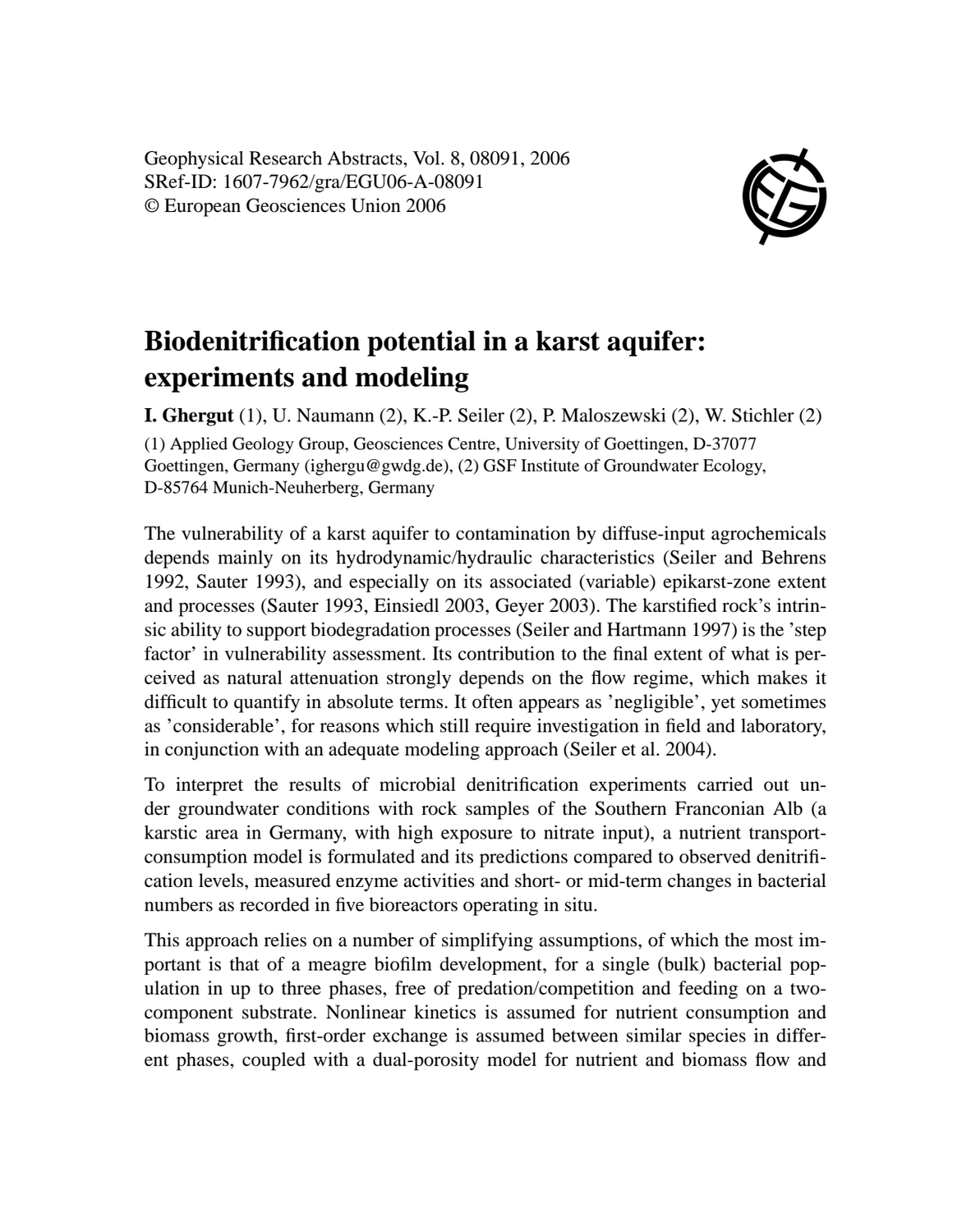# Biodenitrification potential in a karst aquifer: experiments and modeling

**I. Ghergut** (1), U. Naumann (2), K.-P. Seiler (2), P. Maloszewski (2), W. Stichler (2)

(1) Applied Geology Group, Geosciences Centre, University of Goettingen, D-37077 Goettingen, Germany (ighergu@gwdg.de), (2) GSF Institute of Groundwater Ecology, D-85764 Munich-Neuherberg, Germany

The vulnerability of a karst aquifer to contamination by diffuse-input agrochemicals depends mainly on its hydrodynamic/hydraulic characteristics (Seiler and Behrens 1992, Sauter 1993), and especially on its associated (variable) epikarst-zone extent and processes (Sauter 1993, Einsiedl 2003, Geyer 2003). The karstified rock's intrinsic ability to support biodegradation processes (Seiler and Hartmann 1997) is the 'step factor' in vulnerability assessment. Its contribution to the final extent of what is perceived as natural attenuation strongly depends on the flow regime, which makes it difficult to quantify in absolute terms. It often appears as 'negligible', yet sometimes as 'considerable', for reasons which still require investigation in field and laboratory, in conjunction with an adequate modeling approach (Seiler et al. 2004).

To interpret the results of microbial denitrification experiments carried out under groundwater conditions with rock samples of the Southern Franconian Alb (a karstic area in Germany, with high exposure to nitrate input), a nutrient transport-consumption model is formulated and its predictions compared to observed denitrification levels, measured enzyme activities and short- or mid-term changes in bacterial numbers as recorded in five bioreactors operating in situ.

This approach relies on a number of simplifying assumptions, of which the most important is that of a meagre biofilm development, for a single (bulk) bacterial population in up to three phases, free of predation/competition and feeding on a two-component substrate. Nonlinear kinetics is assumed for nutrient consumption and biomass growth, first-order exchange is assumed between similar species in different phases, coupled with a dual-porosity model for nutrient and biomass flow and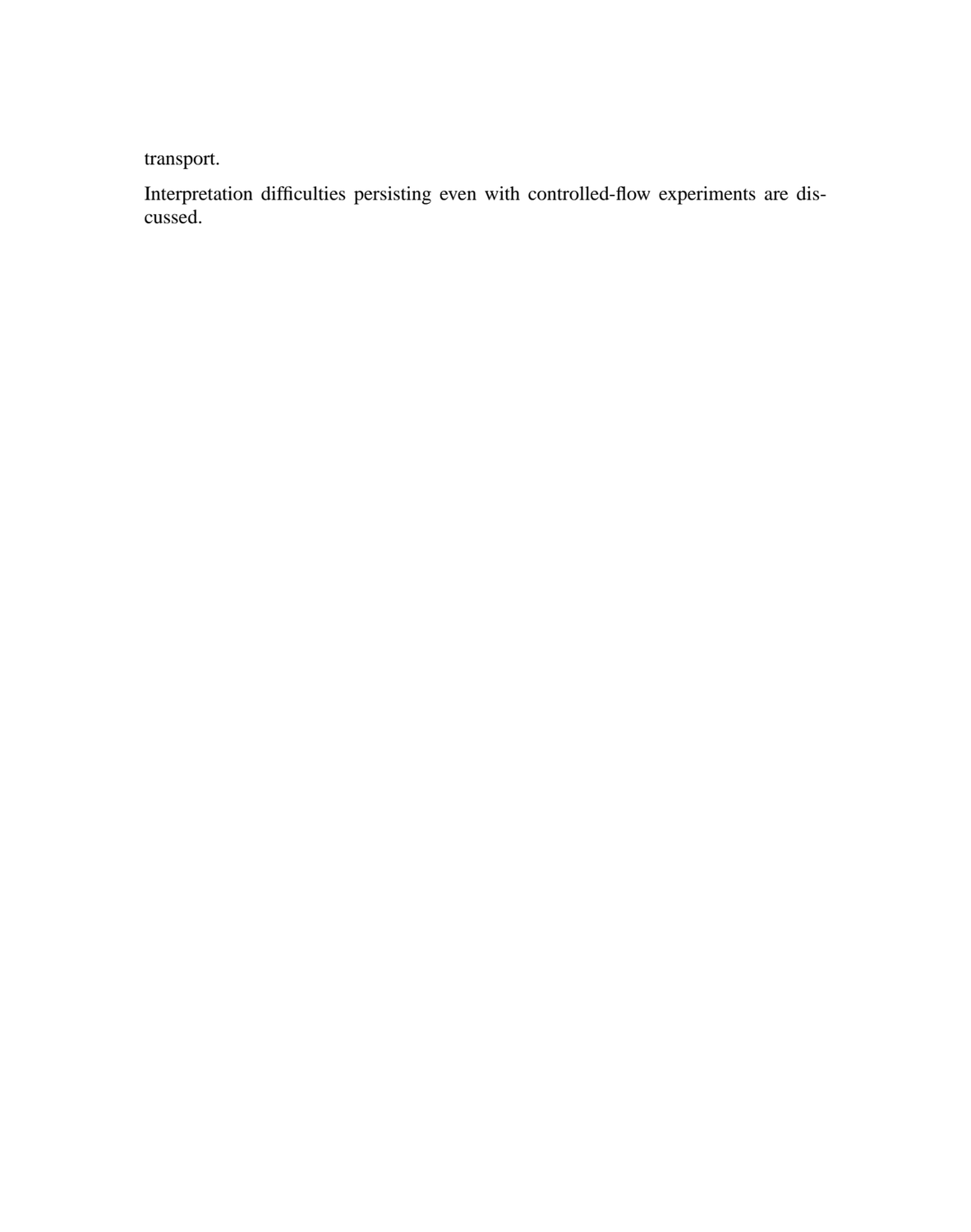transport.

Interpretation difficulties persisting even with controlled-flow experiments are discussed.